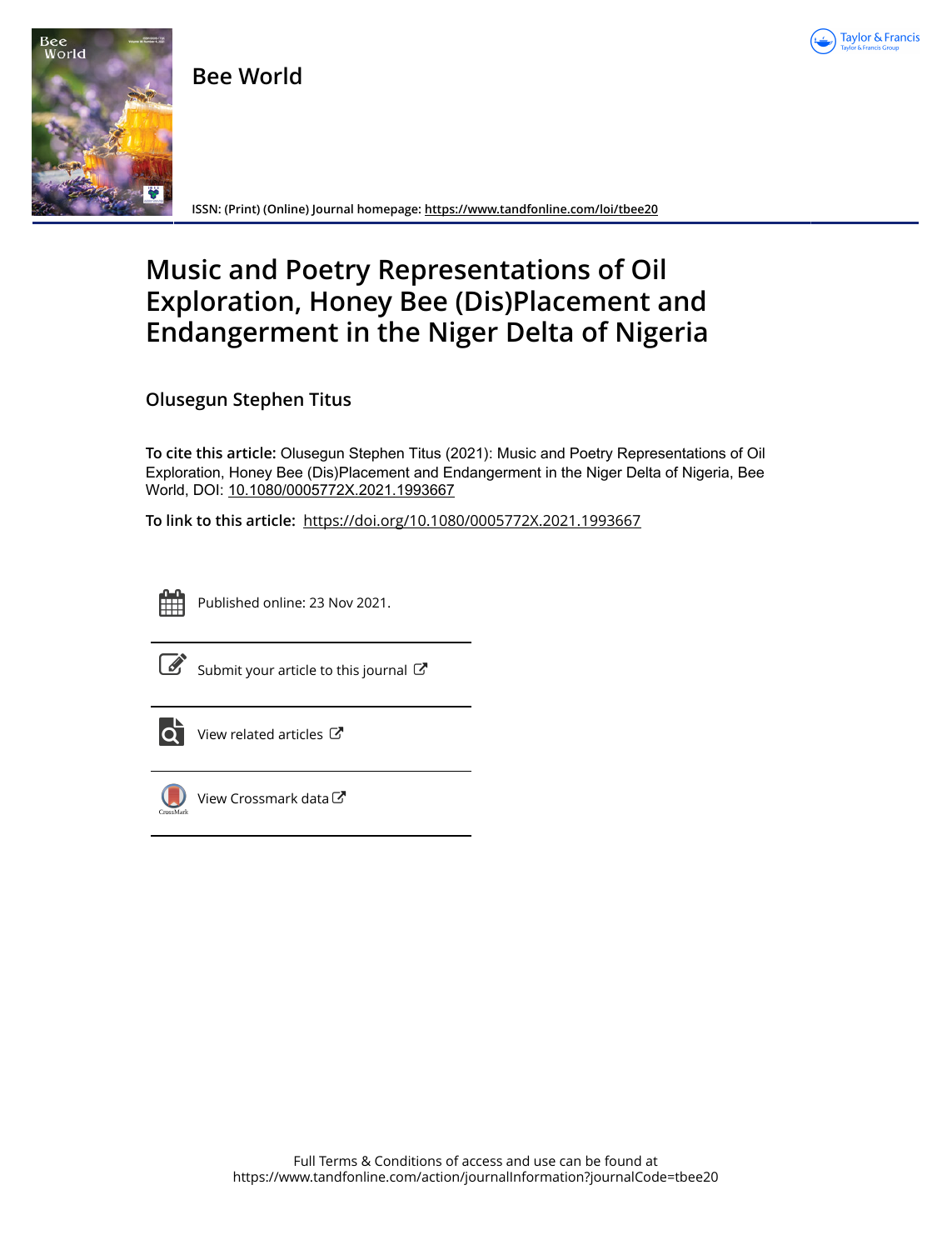# Bee World

ISSN: (Print) (Online) Journal homepage: https://www.tandfonline.com/loi/tbee20

# Music and Poetry Representations of Oil Exploration, Honey Bee (Dis)Placement and Endangerment in the Niger Delta of Nigeria

**Olusegun Stephen Titus**

**To cite this article:** Olusegun Stephen Titus (2021): Music and Poetry Representations of Oil Exploration, Honey Bee (Dis)Placement and Endangerment in the Niger Delta of Nigeria, Bee World, DOI: 10.1080/0005772X.2021.1993667

**To link to this article:** https://doi.org/10.1080/0005772X.2021.1993667

Published online: 23 Nov 2021.

Submit your article to this journal

View related articles

View Crossmark data

Full Terms & Conditions of access and use can be found at
https://www.tandfonline.com/action/journalInformation?journalCode=tbee20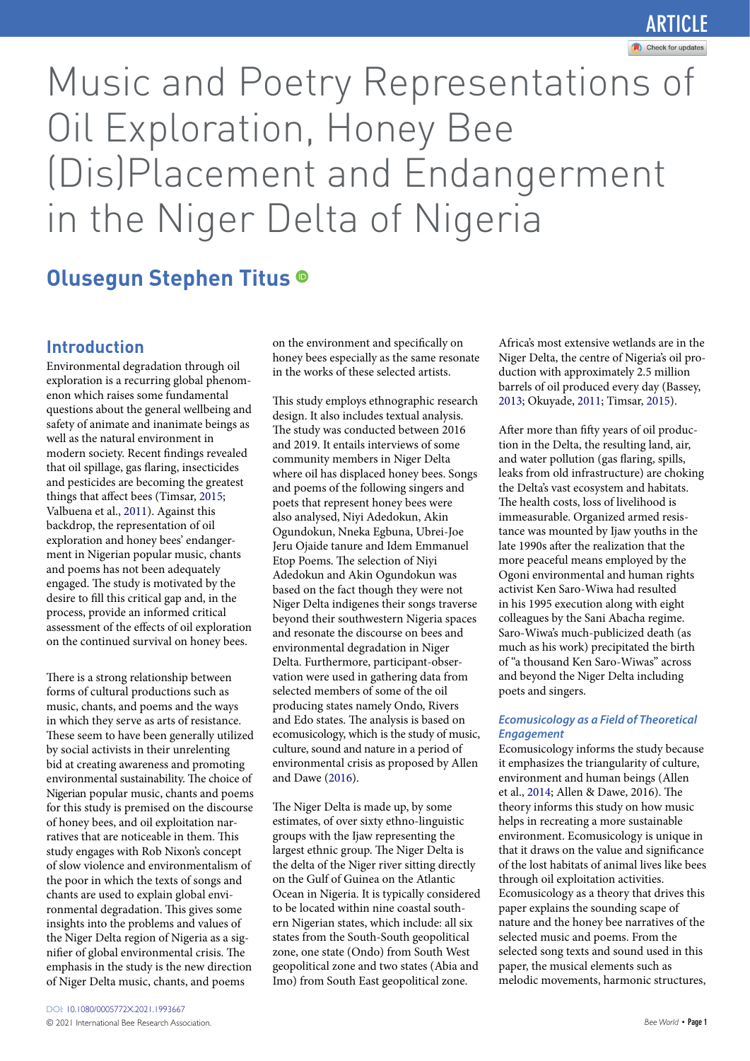# Music and Poetry Representations of Oil Exploration, Honey Bee (Dis)Placement and Endangerment in the Niger Delta of Nigeria

## Olusegun Stephen Titus

## Introduction

Environmental degradation through oil exploration is a recurring global phenomenon which raises some fundamental questions about the general wellbeing and safety of animate and inanimate beings as well as the natural environment in modern society. Recent findings revealed that oil spillage, gas flaring, insecticides and pesticides are becoming the greatest things that affect bees (Timsar, 2015; Valbuena et al., 2011). Against this backdrop, the representation of oil exploration and honey bees' endangerment in Nigerian popular music, chants and poems has not been adequately engaged. The study is motivated by the desire to fill this critical gap and, in the process, provide an informed critical assessment of the effects of oil exploration on the continued survival on honey bees.

There is a strong relationship between forms of cultural productions such as music, chants, and poems and the ways in which they serve as arts of resistance. These seem to have been generally utilized by social activists in their unrelenting bid at creating awareness and promoting environmental sustainability. The choice of Nigerian popular music, chants and poems for this study is premised on the discourse of honey bees, and oil exploitation narratives that are noticeable in them. This study engages with Rob Nixon's concept of slow violence and environmentalism of the poor in which the texts of songs and chants are used to explain global environmental degradation. This gives some insights into the problems and values of the Niger Delta region of Nigeria as a signifier of global environmental crisis. The emphasis in the study is the new direction of Niger Delta music, chants, and poems on the environment and specifically on honey bees especially as the same resonate in the works of these selected artists.

This study employs ethnographic research design. It also includes textual analysis. The study was conducted between 2016 and 2019. It entails interviews of some community members in Niger Delta where oil has displaced honey bees. Songs and poems of the following singers and poets that represent honey bees were also analysed, Niyi Adedokun, Akin Ogundokun, Nneka Egbuna, Ubrei-Joe Jeru Ojaide tanure and Idem Emmanuel Etop Poems. The selection of Niyi Adedokun and Akin Ogundokun was based on the fact though they were not Niger Delta indigenes their songs traverse beyond their southwestern Nigeria spaces and resonate the discourse on bees and environmental degradation in Niger Delta. Furthermore, participant-observation were used in gathering data from selected members of some of the oil producing states namely Ondo, Rivers and Edo states. The analysis is based on ecomusicology, which is the study of music, culture, sound and nature in a period of environmental crisis as proposed by Allen and Dawe (2016).

The Niger Delta is made up, by some estimates, of over sixty ethno-linguistic groups with the Ijaw representing the largest ethnic group. The Niger Delta is the delta of the Niger river sitting directly on the Gulf of Guinea on the Atlantic Ocean in Nigeria. It is typically considered to be located within nine coastal southern Nigerian states, which include: all six states from the South-South geopolitical zone, one state (Ondo) from South West geopolitical zone and two states (Abia and Imo) from South East geopolitical zone. Africa's most extensive wetlands are in the Niger Delta, the centre of Nigeria's oil production with approximately 2.5 million barrels of oil produced every day (Bassey, 2013; Okuyade, 2011; Timsar, 2015).

After more than fifty years of oil production in the Delta, the resulting land, air, and water pollution (gas flaring, spills, leaks from old infrastructure) are choking the Delta's vast ecosystem and habitats. The health costs, loss of livelihood is immeasurable. Organized armed resistance was mounted by Ijaw youths in the late 1990s after the realization that the more peaceful means employed by the Ogoni environmental and human rights activist Ken Saro-Wiwa had resulted in his 1995 execution along with eight colleagues by the Sani Abacha regime. Saro-Wiwa's much-publicized death (as much as his work) precipitated the birth of "a thousand Ken Saro-Wiwas" across and beyond the Niger Delta including poets and singers.

### *Ecomusicology as a Field of Theoretical Engagement*

Ecomusicology informs the study because it emphasizes the triangularity of culture, environment and human beings (Allen et al., 2014; Allen & Dawe, 2016). The theory informs this study on how music helps in recreating a more sustainable environment. Ecomusicology is unique in that it draws on the value and significance of the lost habitats of animal lives like bees through oil exploitation activities. Ecomusicology as a theory that drives this paper explains the sounding scape of nature and the honey bee narratives of the selected music and poems. From the selected song texts and sound used in this paper, the musical elements such as melodic movements, harmonic structures,

DOI: 10.1080/0005772X.2021.1993667

© 2021 International Bee Research Association.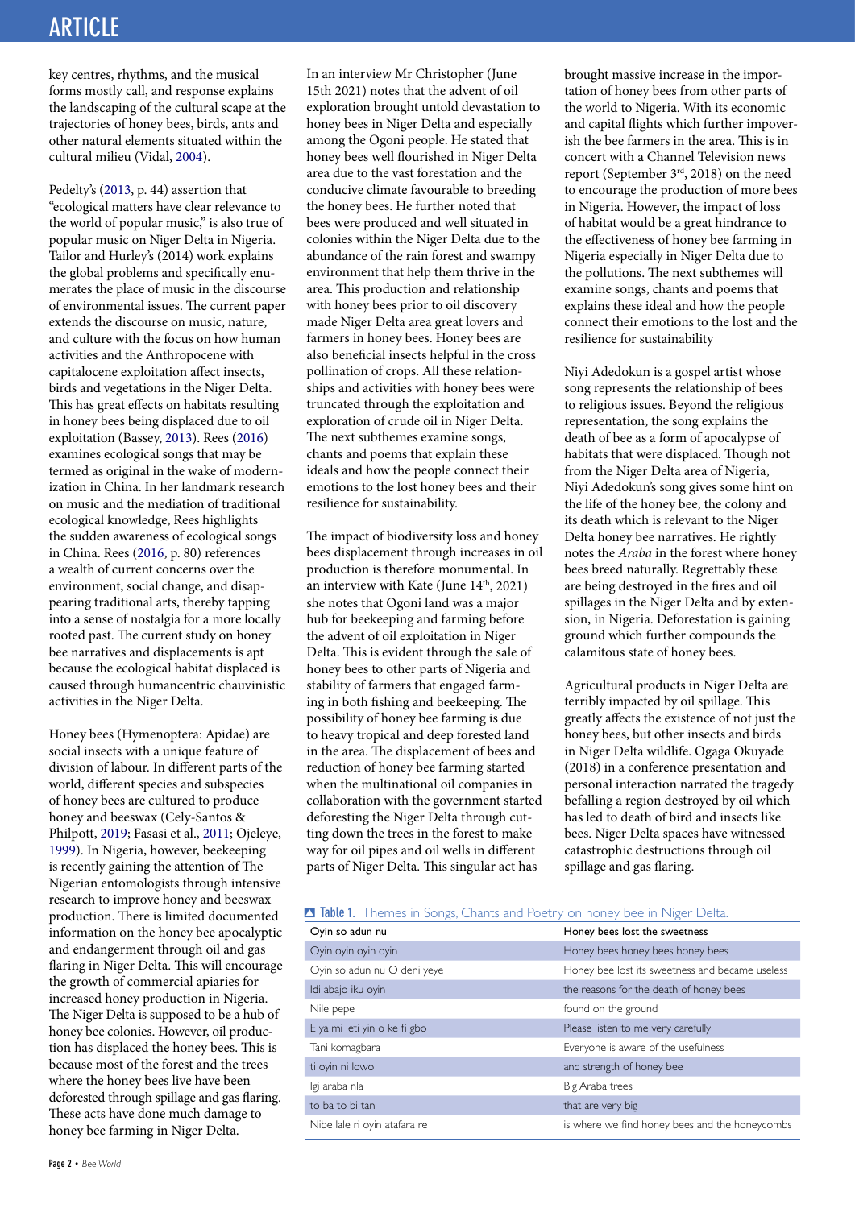key centres, rhythms, and the musical forms mostly call, and response explains the landscaping of the cultural scape at the trajectories of honey bees, birds, ants and other natural elements situated within the cultural milieu (Vidal, 2004).

Pedelty's (2013, p. 44) assertion that "ecological matters have clear relevance to the world of popular music," is also true of popular music on Niger Delta in Nigeria. Tailor and Hurley's (2014) work explains the global problems and specifically enumerates the place of music in the discourse of environmental issues. The current paper extends the discourse on music, nature, and culture with the focus on how human activities and the Anthropocene with capitalocene exploitation affect insects, birds and vegetations in the Niger Delta. This has great effects on habitats resulting in honey bees being displaced due to oil exploitation (Bassey, 2013). Rees (2016) examines ecological songs that may be termed as original in the wake of modernization in China. In her landmark research on music and the mediation of traditional ecological knowledge, Rees highlights the sudden awareness of ecological songs in China. Rees (2016, p. 80) references a wealth of current concerns over the environment, social change, and disappearing traditional arts, thereby tapping into a sense of nostalgia for a more locally rooted past. The current study on honey bee narratives and displacements is apt because the ecological habitat displaced is caused through humancentric chauvinistic activities in the Niger Delta.

Honey bees (Hymenoptera: Apidae) are social insects with a unique feature of division of labour. In different parts of the world, different species and subspecies of honey bees are cultured to produce honey and beeswax (Cely-Santos & Philpott, 2019; Fasasi et al., 2011; Ojeleye, 1999). In Nigeria, however, beekeeping is recently gaining the attention of The Nigerian entomologists through intensive research to improve honey and beeswax production. There is limited documented information on the honey bee apocalyptic and endangerment through oil and gas flaring in Niger Delta. This will encourage the growth of commercial apiaries for increased honey production in Nigeria. The Niger Delta is supposed to be a hub of honey bee colonies. However, oil production has displaced the honey bees. This is because most of the forest and the trees where the honey bees live have been deforested through spillage and gas flaring. These acts have done much damage to honey bee farming in Niger Delta.

In an interview Mr Christopher (June 15th 2021) notes that the advent of oil exploration brought untold devastation to honey bees in Niger Delta and especially among the Ogoni people. He stated that honey bees well flourished in Niger Delta area due to the vast forestation and the conducive climate favourable to breeding the honey bees. He further noted that bees were produced and well situated in colonies within the Niger Delta due to the abundance of the rain forest and swampy environment that help them thrive in the area. This production and relationship with honey bees prior to oil discovery made Niger Delta area great lovers and farmers in honey bees. Honey bees are also beneficial insects helpful in the cross pollination of crops. All these relationships and activities with honey bees were truncated through the exploitation and exploration of crude oil in Niger Delta. The next subthemes examine songs, chants and poems that explain these ideals and how the people connect their emotions to the lost honey bees and their resilience for sustainability.

The impact of biodiversity loss and honey bees displacement through increases in oil production is therefore monumental. In an interview with Kate (June 14th, 2021) she notes that Ogoni land was a major hub for beekeeping and farming before the advent of oil exploitation in Niger Delta. This is evident through the sale of honey bees to other parts of Nigeria and stability of farmers that engaged farming in both fishing and beekeeping. The possibility of honey bee farming is due to heavy tropical and deep forested land in the area. The displacement of bees and reduction of honey bee farming started when the multinational oil companies in collaboration with the government started deforesting the Niger Delta through cutting down the trees in the forest to make way for oil pipes and oil wells in different parts of Niger Delta. This singular act has brought massive increase in the importation of honey bees from other parts of the world to Nigeria. With its economic and capital flights which further impoverish the bee farmers in the area. This is in concert with a Channel Television news report (September 3rd, 2018) on the need to encourage the production of more bees in Nigeria. However, the impact of loss of habitat would be a great hindrance to the effectiveness of honey bee farming in Nigeria especially in Niger Delta due to the pollutions. The next subthemes will examine songs, chants and poems that explains these ideal and how the people connect their emotions to the lost and the resilience for sustainability

Niyi Adedokun is a gospel artist whose song represents the relationship of bees to religious issues. Beyond the religious representation, the song explains the death of bee as a form of apocalypse of habitats that were displaced. Though not from the Niger Delta area of Nigeria, Niyi Adedokun's song gives some hint on the life of the honey bee, the colony and its death which is relevant to the Niger Delta honey bee narratives. He rightly notes the *Araba* in the forest where honey bees breed naturally. Regrettably these are being destroyed in the fires and oil spillages in the Niger Delta and by extension, in Nigeria. Deforestation is gaining ground which further compounds the calamitous state of honey bees.

Agricultural products in Niger Delta are terribly impacted by oil spillage. This greatly affects the existence of not just the honey bees, but other insects and birds in Niger Delta wildlife. Ogaga Okuyade (2018) in a conference presentation and personal interaction narrated the tragedy befalling a region destroyed by oil which has led to death of bird and insects like bees. Niger Delta spaces have witnessed catastrophic destructions through oil spillage and gas flaring.

**Table 1.** Themes in Songs, Chants and Poetry on honey bee in Niger Delta.

| Oyin so adun nu | Honey bees lost the sweetness |
|---|---|
| Oyin oyin oyin oyin | Honey bees honey bees honey bees |
| Oyin so adun nu O deni yeye | Honey bee lost its sweetness and became useless |
| Idi abajo iku oyin | the reasons for the death of honey bees |
| Nile pepe | found on the ground |
| E ya mi leti yin o ke fi gbo | Please listen to me very carefully |
| Tani komagbara | Everyone is aware of the usefulness |
| ti oyin ni lowo | and strength of honey bee |
| Igi araba nla | Big Araba trees |
| to ba to bi tan | that are very big |
| Nibe lale ri oyin atafara re | is where we find honey bees and the honeycombs |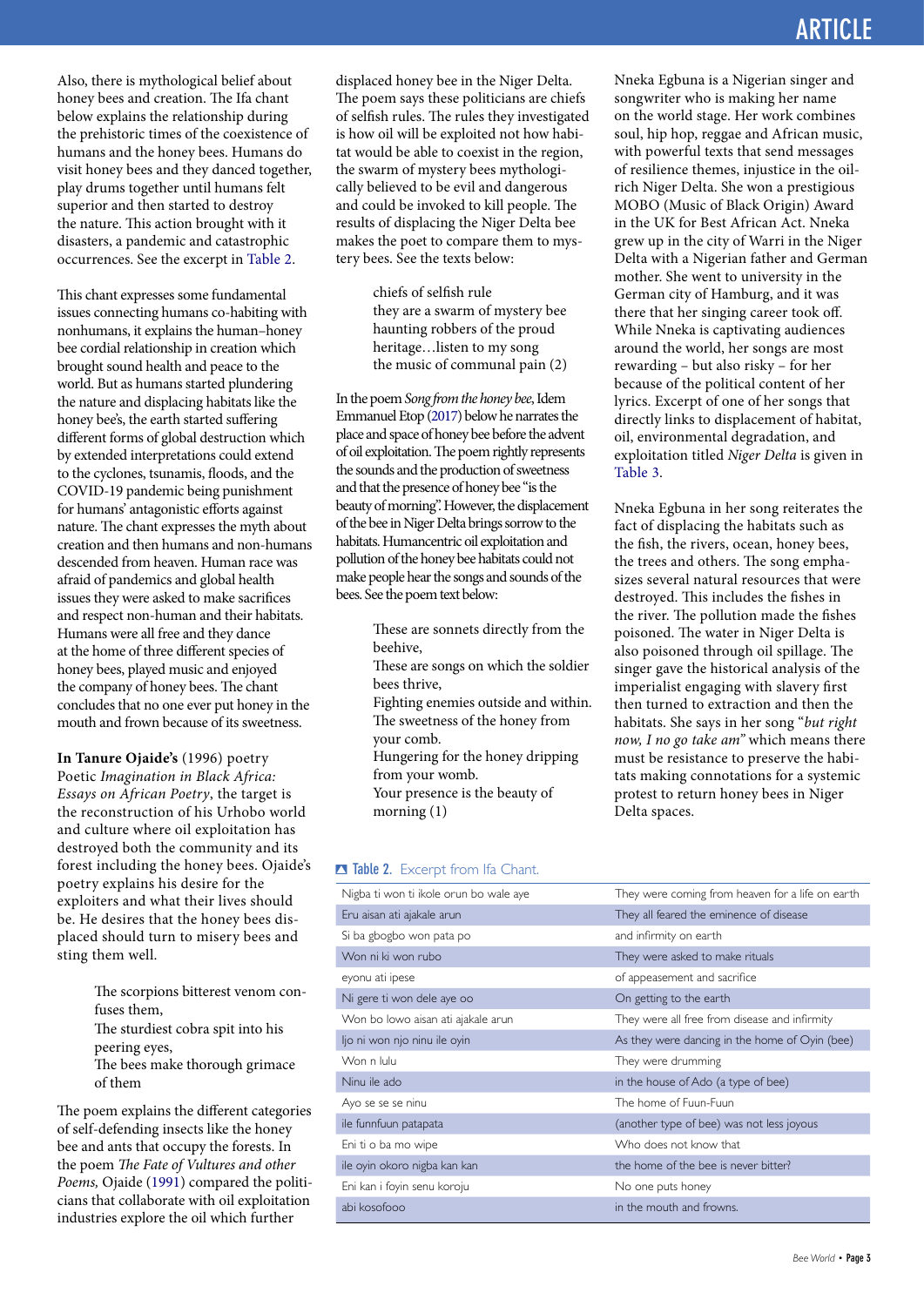Also, there is mythological belief about honey bees and creation. The Ifa chant below explains the relationship during the prehistoric times of the coexistence of humans and the honey bees. Humans do visit honey bees and they danced together, play drums together until humans felt superior and then started to destroy the nature. This action brought with it disasters, a pandemic and catastrophic occurrences. See the excerpt in Table 2.

This chant expresses some fundamental issues connecting humans co-habiting with nonhumans, it explains the human–honey bee cordial relationship in creation which brought sound health and peace to the world. But as humans started plundering the nature and displacing habitats like the honey bee's, the earth started suffering different forms of global destruction which by extended interpretations could extend to the cyclones, tsunamis, floods, and the COVID-19 pandemic being punishment for humans' antagonistic efforts against nature. The chant expresses the myth about creation and then humans and non-humans descended from heaven. Human race was afraid of pandemics and global health issues they were asked to make sacrifices and respect non-human and their habitats. Humans were all free and they dance at the home of three different species of honey bees, played music and enjoyed the company of honey bees. The chant concludes that no one ever put honey in the mouth and frown because of its sweetness.

**In Tanure Ojaide's** (1996) poetry Poetic *Imagination in Black Africa: Essays on African Poetry*, the target is the reconstruction of his Urhobo world and culture where oil exploitation has destroyed both the community and its forest including the honey bees. Ojaide's poetry explains his desire for the exploiters and what their lives should be. He desires that the honey bees displaced should turn to misery bees and sting them well.

> The scorpions bitterest venom confuses them,
> The sturdiest cobra spit into his peering eyes,
> The bees make thorough grimace of them

The poem explains the different categories of self-defending insects like the honey bee and ants that occupy the forests. In the poem *The Fate of Vultures and other Poems,* Ojaide (1991) compared the politicians that collaborate with oil exploitation industries explore the oil which further displaced honey bee in the Niger Delta. The poem says these politicians are chiefs of selfish rules. The rules they investigated is how oil will be exploited not how habitat would be able to coexist in the region, the swarm of mystery bees mythologically believed to be evil and dangerous and could be invoked to kill people. The results of displacing the Niger Delta bee makes the poet to compare them to mystery bees. See the texts below:

> chiefs of selfish rule
> they are a swarm of mystery bee
> haunting robbers of the proud heritage…listen to my song
> the music of communal pain (2)

In the poem *Song from the honey bee*, Idem Emmanuel Etop (2017) below he narrates the place and space of honey bee before the advent of oil exploitation. The poem rightly represents the sounds and the production of sweetness and that the presence of honey bee "is the beauty of morning". However, the displacement of the bee in Niger Delta brings sorrow to the habitats. Humancentric oil exploitation and pollution of the honey bee habitats could not make people hear the songs and sounds of the bees. See the poem text below:

> These are sonnets directly from the beehive,
> These are songs on which the soldier bees thrive,
> Fighting enemies outside and within.
> The sweetness of the honey from your comb.
> Hungering for the honey dripping from your womb.
> Your presence is the beauty of morning (1)

Nneka Egbuna is a Nigerian singer and songwriter who is making her name on the world stage. Her work combines soul, hip hop, reggae and African music, with powerful texts that send messages of resilience themes, injustice in the oil-rich Niger Delta. She won a prestigious MOBO (Music of Black Origin) Award in the UK for Best African Act. Nneka grew up in the city of Warri in the Niger Delta with a Nigerian father and German mother. She went to university in the German city of Hamburg, and it was there that her singing career took off. While Nneka is captivating audiences around the world, her songs are most rewarding – but also risky – for her because of the political content of her lyrics. Excerpt of one of her songs that directly links to displacement of habitat, oil, environmental degradation, and exploitation titled *Niger Delta* is given in Table 3.

Nneka Egbuna in her song reiterates the fact of displacing the habitats such as the fish, the rivers, ocean, honey bees, the trees and others. The song emphasizes several natural resources that were destroyed. This includes the fishes in the river. The pollution made the fishes poisoned. The water in Niger Delta is also poisoned through oil spillage. The singer gave the historical analysis of the imperialist engaging with slavery first then turned to extraction and then the habitats. She says in her song "*but right now, I no go take am*" which means there must be resistance to preserve the habitats making connotations for a systemic protest to return honey bees in Niger Delta spaces.

**Table 2.** Excerpt from Ifa Chant.

| | |
|---|---|
| Nigba ti won ti ikole orun bo wale aye | They were coming from heaven for a life on earth |
| Eru aisan ati ajakale arun | They all feared the eminence of disease |
| Si ba gbogbo won pata po | and infirmity on earth |
| Won ni ki won rubo | They were asked to make rituals |
| eyonu ati ipese | of appeasement and sacrifice |
| Ni gere ti won dele aye oo | On getting to the earth |
| Won bo lowo aisan ati ajakale arun | They were all free from disease and infirmity |
| Ijo ni won njo ninu ile oyin | As they were dancing in the home of Oyin (bee) |
| Won n lulu | They were drumming |
| Ninu ile ado | in the house of Ado (a type of bee) |
| Ayo se se se ninu | The home of Fuun-Fuun |
| ile funnfuun patapata | (another type of bee) was not less joyous |
| Eni ti o ba mo wipe | Who does not know that |
| ile oyin okoro nigba kan kan | the home of the bee is never bitter? |
| Eni kan i foyin senu koroju | No one puts honey |
| abi kosofooo | in the mouth and frowns. |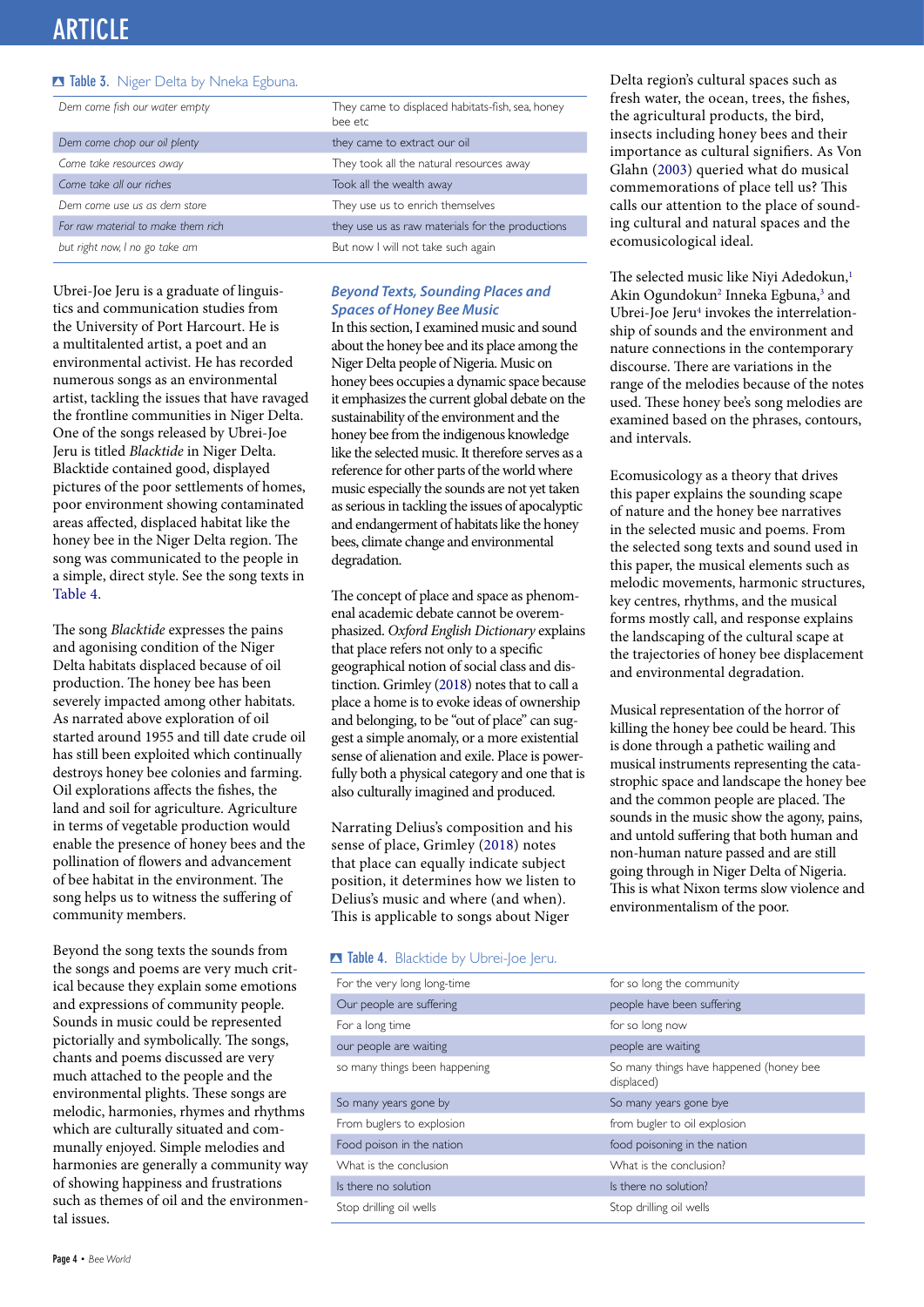**Table 3.** Niger Delta by Nneka Egbuna.

| | |
|---|---|
| *Dem come fish our water empty* | They came to displaced habitats-fish, sea, honey bee etc |
| *Dem come chop our oil plenty* | they came to extract our oil |
| *Come take resources away* | They took all the natural resources away |
| *Come take all our riches* | Took all the wealth away |
| *Dem come use us as dem store* | They use us to enrich themselves |
| *For raw material to make them rich* | they use us as raw materials for the productions |
| *but right now, I no go take am* | But now I will not take such again |

Ubrei-Joe Jeru is a graduate of linguistics and communication studies from the University of Port Harcourt. He is a multitalented artist, a poet and an environmental activist. He has recorded numerous songs as an environmental artist, tackling the issues that have ravaged the frontline communities in Niger Delta. One of the songs released by Ubrei-Joe Jeru is titled *Blacktide* in Niger Delta. Blacktide contained good, displayed pictures of the poor settlements of homes, poor environment showing contaminated areas affected, displaced habitat like the honey bee in the Niger Delta region. The song was communicated to the people in a simple, direct style. See the song texts in Table 4.

The song *Blacktide* expresses the pains and agonising condition of the Niger Delta habitats displaced because of oil production. The honey bee has been severely impacted among other habitats. As narrated above exploration of oil started around 1955 and till date crude oil has still been exploited which continually destroys honey bee colonies and farming. Oil explorations affects the fishes, the land and soil for agriculture. Agriculture in terms of vegetable production would enable the presence of honey bees and the pollination of flowers and advancement of bee habitat in the environment. The song helps us to witness the suffering of community members.

Beyond the song texts the sounds from the songs and poems are very much critical because they explain some emotions and expressions of community people. Sounds in music could be represented pictorially and symbolically. The songs, chants and poems discussed are very much attached to the people and the environmental plights. These songs are melodic, harmonies, rhymes and rhythms which are culturally situated and communally enjoyed. Simple melodies and harmonies are generally a community way of showing happiness and frustrations such as themes of oil and the environmental issues.

### *Beyond Texts, Sounding Places and Spaces of Honey Bee Music*

In this section, I examined music and sound about the honey bee and its place among the Niger Delta people of Nigeria. Music on honey bees occupies a dynamic space because it emphasizes the current global debate on the sustainability of the environment and the honey bee from the indigenous knowledge like the selected music. It therefore serves as a reference for other parts of the world where music especially the sounds are not yet taken as serious in tackling the issues of apocalyptic and endangerment of habitats like the honey bees, climate change and environmental degradation.

The concept of place and space as phenomenal academic debate cannot be overemphasized. *Oxford English Dictionary* explains that place refers not only to a specific geographical notion of social class and distinction. Grimley (2018) notes that to call a place a home is to evoke ideas of ownership and belonging, to be "out of place" can suggest a simple anomaly, or a more existential sense of alienation and exile. Place is powerfully both a physical category and one that is also culturally imagined and produced.

Narrating Delius's composition and his sense of place, Grimley (2018) notes that place can equally indicate subject position, it determines how we listen to Delius's music and where (and when). This is applicable to songs about Niger Delta region's cultural spaces such as fresh water, the ocean, trees, the fishes, the agricultural products, the bird, insects including honey bees and their importance as cultural signifiers. As Von Glahn (2003) queried what do musical commemorations of place tell us? This calls our attention to the place of sounding cultural and natural spaces and the ecomusicological ideal.

The selected music like Niyi Adedokun,[1] Akin Ogundokun[2] Inneka Egbuna,[3] and Ubrei-Joe Jeru[4] invokes the interrelationship of sounds and the environment and nature connections in the contemporary discourse. There are variations in the range of the melodies because of the notes used. These honey bee's song melodies are examined based on the phrases, contours, and intervals.

Ecomusicology as a theory that drives this paper explains the sounding scape of nature and the honey bee narratives in the selected music and poems. From the selected song texts and sound used in this paper, the musical elements such as melodic movements, harmonic structures, key centres, rhythms, and the musical forms mostly call, and response explains the landscaping of the cultural scape at the trajectories of honey bee displacement and environmental degradation.

Musical representation of the horror of killing the honey bee could be heard. This is done through a pathetic wailing and musical instruments representing the catastrophic space and landscape the honey bee and the common people are placed. The sounds in the music show the agony, pains, and untold suffering that both human and non-human nature passed and are still going through in Niger Delta of Nigeria. This is what Nixon terms slow violence and environmentalism of the poor.

**Table 4.** Blacktide by Ubrei-Joe Jeru.

| | |
|---|---|
| For the very long long-time | for so long the community |
| Our people are suffering | people have been suffering |
| For a long time | for so long now |
| our people are waiting | people are waiting |
| so many things been happening | So many things have happened (honey bee displaced) |
| So many years gone by | So many years gone bye |
| From buglers to explosion | from bugler to oil explosion |
| Food poison in the nation | food poisoning in the nation |
| What is the conclusion | What is the conclusion? |
| Is there no solution | Is there no solution? |
| Stop drilling oil wells | Stop drilling oil wells |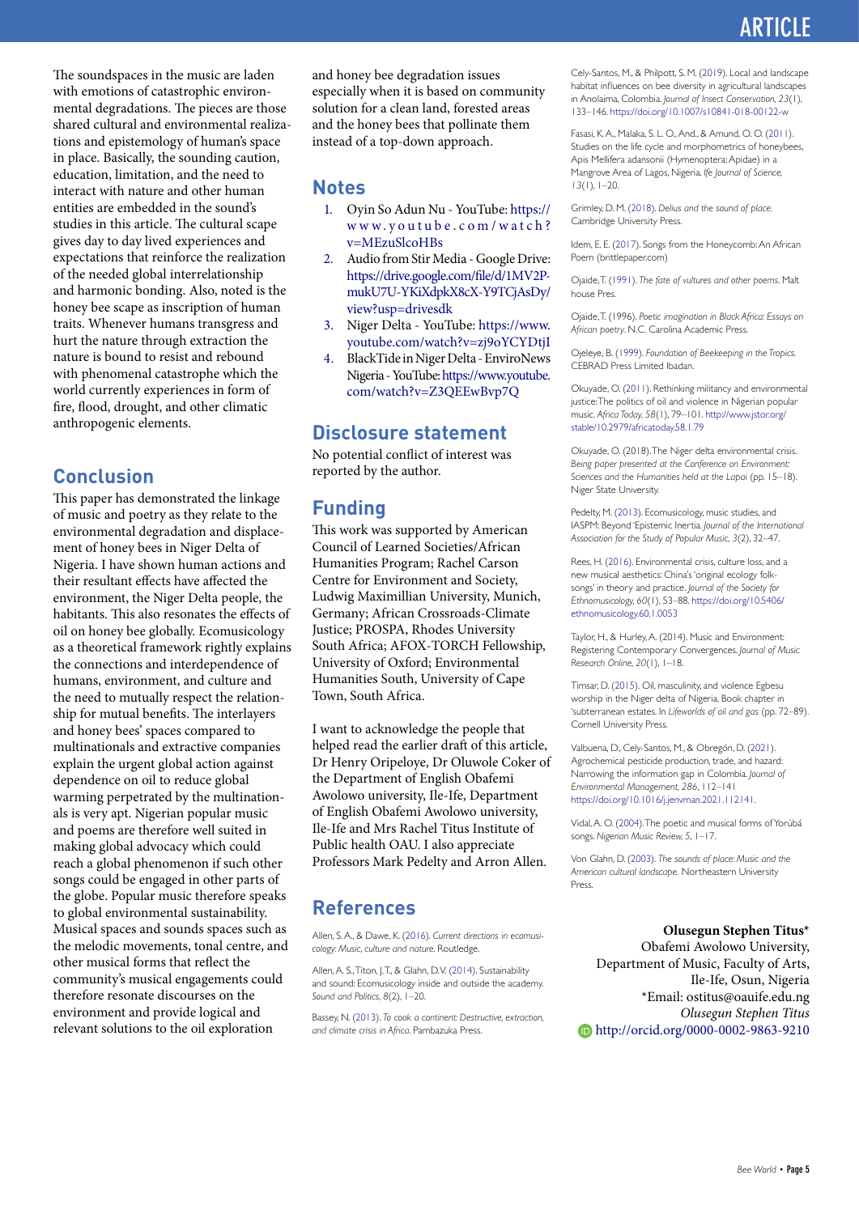The soundspaces in the music are laden with emotions of catastrophic environmental degradations. The pieces are those shared cultural and environmental realizations and epistemology of human's space in place. Basically, the sounding caution, education, limitation, and the need to interact with nature and other human entities are embedded in the sound's studies in this article. The cultural scape gives day to day lived experiences and expectations that reinforce the realization of the needed global interrelationship and harmonic bonding. Also, noted is the honey bee scape as inscription of human traits. Whenever humans transgress and hurt the nature through extraction the nature is bound to resist and rebound with phenomenal catastrophe which the world currently experiences in form of fire, flood, drought, and other climatic anthropogenic elements.

## Conclusion

This paper has demonstrated the linkage of music and poetry as they relate to the environmental degradation and displacement of honey bees in Niger Delta of Nigeria. I have shown human actions and their resultant effects have affected the environment, the Niger Delta people, the habitants. This also resonates the effects of oil on honey bee globally. Ecomusicology as a theoretical framework rightly explains the connections and interdependence of humans, environment, and culture and the need to mutually respect the relationship for mutual benefits. The interlayers and honey bees' spaces compared to multinationals and extractive companies explain the urgent global action against dependence on oil to reduce global warming perpetrated by the multinationals is very apt. Nigerian popular music and poems are therefore well suited in making global advocacy which could reach a global phenomenon if such other songs could be engaged in other parts of the globe. Popular music therefore speaks to global environmental sustainability. Musical spaces and sounds spaces such as the melodic movements, tonal centre, and other musical forms that reflect the community's musical engagements could therefore resonate discourses on the environment and provide logical and relevant solutions to the oil exploration and honey bee degradation issues especially when it is based on community solution for a clean land, forested areas and the honey bees that pollinate them instead of a top-down approach.

## Notes

1. Oyin So Adun Nu - YouTube: https://www.youtube.com/watch?v=MEzuSlcoHBs
2. Audio from Stir Media - Google Drive: https://drive.google.com/file/d/1MV2P-mukU7U-YKiXdpkX8cX-Y9TCjAsDy/view?usp=drivesdk
3. Niger Delta - YouTube: https://www.youtube.com/watch?v=zj9oYCYDtjI
4. BlackTide in Niger Delta - EnviroNews Nigeria - YouTube: https://www.youtube.com/watch?v=Z3QEEwBvp7Q

## Disclosure statement

No potential conflict of interest was reported by the author.

## Funding

This work was supported by American Council of Learned Societies/African Humanities Program; Rachel Carson Centre for Environment and Society, Ludwig Maximillian University, Munich, Germany; African Crossroads-Climate Justice; PROSPA, Rhodes University South Africa; AFOX-TORCH Fellowship, University of Oxford; Environmental Humanities South, University of Cape Town, South Africa.

I want to acknowledge the people that helped read the earlier draft of this article, Dr Henry Oripeloye, Dr Oluwole Coker of the Department of English Obafemi Awolowo university, Ile-Ife, Department of English Obafemi Awolowo university, Ile-Ife and Mrs Rachel Titus Institute of Public health OAU. I also appreciate Professors Mark Pedelty and Arron Allen.

## References

Allen, S. A., & Dawe, K. (2016). *Current directions in ecomusicology: Music, culture and nature.* Routledge.

Allen, A. S., Titon, J. T., & Glahn, D. V. (2014). Sustainability and sound: Ecomusicology inside and outside the academy. *Sound and Politics, 8*(2), 1–20.

Bassey, N. (2013). *To cook a continent: Destructive, extraction, and climate crisis in Africa.* Pambazuka Press.

Cely-Santos, M., & Philpott, S. M. (2019). Local and landscape habitat influences on bee diversity in agricultural landscapes in Anolaima, Colombia. *Journal of Insect Conservation, 23*(1), 133–146. https://doi.org/10.1007/s10841-018-00122-w

Fasasi, K. A., Malaka, S. L. O., And., & Amund, O. O. (2011). Studies on the life cycle and morphometrics of honeybees, Apis Mellifera adansonii (Hymenoptera: Apidae) in a Mangrove Area of Lagos, Nigeria. *Ife Journal of Science, 13*(1), 1–20.

Grimley, D. M. (2018). *Delius and the sound of place.* Cambridge University Press.

Idem, E. E. (2017). Songs from the Honeycomb: An African Poem (brittlepaper.com)

Ojaide, T. (1991). *The fate of vultures and other poems.* Malt house Pres.

Ojaide, T. (1996). *Poetic imagination in Black Africa: Essays on African poetry*. N.C. Carolina Academic Press.

Ojeleye, B. (1999). *Foundation of Beekeeping in the Tropics.* CEBRAD Press Limited Ibadan.

Okuyade, O. (2011). Rethinking militancy and environmental justice: The politics of oil and violence in Nigerian popular music. *Africa Today, 58*(1), 79–101. http://www.jstor.org/stable/10.2979/africatoday.58.1.79

Okuyade, O. (2018). The Niger delta environmental crisis. *Being paper presented at the Conference on Environment: Sciences and the Humanities held at the Lapai* (pp. 15–18). Niger State University.

Pedelty, M. (2013). Ecomusicology, music studies, and IASPM: Beyond 'Epistemic Inertia. *Journal of the International Association for the Study of Popular Music, 3*(2), 32–47.

Rees, H. (2016). Environmental crisis, culture loss, and a new musical aesthetics: China's 'original ecology folksongs' in theory and practice. *Journal of the Society for Ethnomusicology, 60*(1), 53–88. https://doi.org/10.5406/ethnomusicology.60.1.0053

Taylor, H., & Hurley, A. (2014). Music and Environment: Registering Contemporary Convergences. *Journal of Music Research Online, 20*(1), 1–18.

Timsar, D. (2015). Oil, masculinity, and violence Egbesu worship in the Niger delta of Nigeria. Book chapter in 'subterranean estates. In *Lifeworlds of oil and gas* (pp. 72–89). Cornell University Press.

Valbuena, D., Cely-Santos, M., & Obregón, D. (2021). Agrochemical pesticide production, trade, and hazard: Narrowing the information gap in Colombia. *Journal of Environmental Management, 286*, 112–141 https://doi.org/10.1016/j.jenvman.2021.112141.

Vidal, A. O. (2004). The poetic and musical forms of Yorùbá songs. *Nigerian Music Review, 5*, 1–17.

Von Glahn, D. (2003). *The sounds of place: Music and the American cultural landscape.* Northeastern University Press.

**Olusegun Stephen Titus***
Obafemi Awolowo University,
Department of Music, Faculty of Arts,
Ile-Ife, Osun, Nigeria
*Email: ostitus@oauife.edu.ng
*Olusegun Stephen Titus*
http://orcid.org/0000-0002-9863-9210